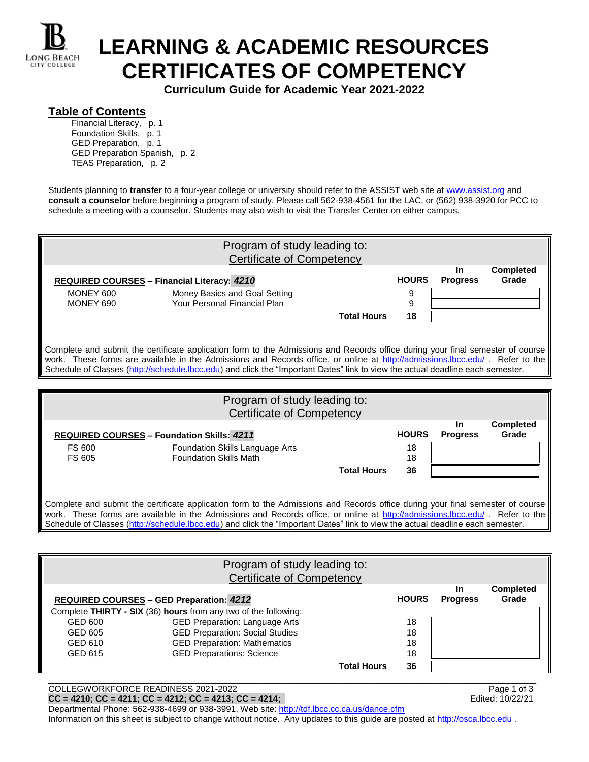# LEARNING & ACADEMIC RESOURCES CERTIFICATES OF COMPETENCY

**Curriculum Guide for Academic Year 2021-2022**

## Table of Contents

Financial Literacy, p. 1
Foundation Skills, p. 1
GED Preparation, p. 1
GED Preparation Spanish, p. 2
TEAS Preparation, p. 2

Students planning to **transfer** to a four-year college or university should refer to the ASSIST web site at www.assist.org and **consult a counselor** before beginning a program of study. Please call 562-938-4561 for the LAC, or (562) 938-3920 for PCC to schedule a meeting with a counselor. Students may also wish to visit the Transfer Center on either campus.

### Program of study leading to: Certificate of Competency

| **REQUIRED COURSES – Financial Literacy: *4210*** | | **HOURS** | **In Progress** | **Completed Grade** |
|---|---|---|---|---|
| MONEY 600 | Money Basics and Goal Setting | 9 | | |
| MONEY 690 | Your Personal Financial Plan | 9 | | |
| | **Total Hours** | **18** | | |

Complete and submit the certificate application form to the Admissions and Records office during your final semester of course work. These forms are available in the Admissions and Records office, or online at http://admissions.lbcc.edu/ . Refer to the Schedule of Classes (http://schedule.lbcc.edu) and click the "Important Dates" link to view the actual deadline each semester.

### Program of study leading to: Certificate of Competency

| **REQUIRED COURSES – Foundation Skills: *4211*** | | **HOURS** | **In Progress** | **Completed Grade** |
|---|---|---|---|---|
| FS 600 | Foundation Skills Language Arts | 18 | | |
| FS 605 | Foundation Skills Math | 18 | | |
| | **Total Hours** | **36** | | |

Complete and submit the certificate application form to the Admissions and Records office during your final semester of course work. These forms are available in the Admissions and Records office, or online at http://admissions.lbcc.edu/ . Refer to the Schedule of Classes (http://schedule.lbcc.edu) and click the "Important Dates" link to view the actual deadline each semester.

### Program of study leading to: Certificate of Competency

| **REQUIRED COURSES – GED Preparation: *4212*** | | **HOURS** | **In Progress** | **Completed Grade** |
|---|---|---|---|---|
| Complete **THIRTY - SIX** (36) **hours** from any two of the following: | | | | |
| GED 600 | GED Preparation: Language Arts | 18 | | |
| GED 605 | GED Preparation: Social Studies | 18 | | |
| GED 610 | GED Preparation: Mathematics | 18 | | |
| GED 615 | GED Preparations: Science | 18 | | |
| | **Total Hours** | **36** | | |

COLLEGEWORKFORCE READINESS 2021-2022
**CC = 4210; CC = 4211; CC = 4212; CC = 4213; CC = 4214;**
Edited: 10/22/21
Departmental Phone: 562-938-4699 or 938-3991, Web site: http://tdf.lbcc.cc.ca.us/dance.cfm
Information on this sheet is subject to change without notice. Any updates to this guide are posted at http://osca.lbcc.edu .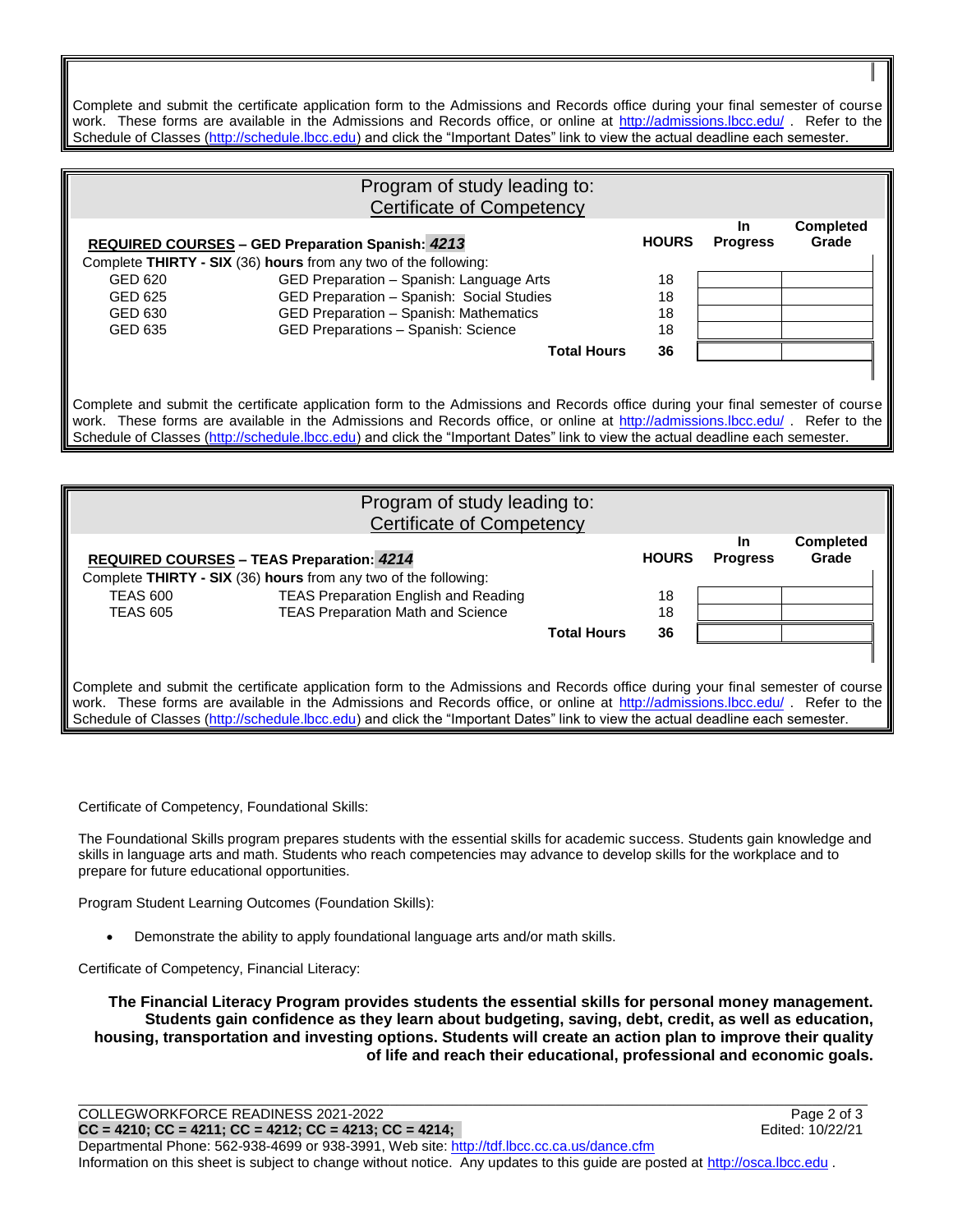Complete and submit the certificate application form to the Admissions and Records office during your final semester of course work. These forms are available in the Admissions and Records office, or online at http://admissions.lbcc.edu/ . Refer to the Schedule of Classes (http://schedule.lbcc.edu) and click the "Important Dates" link to view the actual deadline each semester.

## Program of study leading to: Certificate of Competency

**REQUIRED COURSES – GED Preparation Spanish: *4213***

Complete **THIRTY - SIX** (36) **hours** from any two of the following:

| Course | Title | HOURS | In Progress | Completed Grade |
|---|---|---|---|---|
| GED 620 | GED Preparation – Spanish: Language Arts | 18 | | |
| GED 625 | GED Preparation – Spanish: Social Studies | 18 | | |
| GED 630 | GED Preparation – Spanish: Mathematics | 18 | | |
| GED 635 | GED Preparations – Spanish: Science | 18 | | |
| | **Total Hours** | **36** | | |

Complete and submit the certificate application form to the Admissions and Records office during your final semester of course work. These forms are available in the Admissions and Records office, or online at http://admissions.lbcc.edu/ . Refer to the Schedule of Classes (http://schedule.lbcc.edu) and click the "Important Dates" link to view the actual deadline each semester.

## Program of study leading to: Certificate of Competency

**REQUIRED COURSES – TEAS Preparation: *4214***

Complete **THIRTY - SIX** (36) **hours** from any two of the following:

| Course | Title | HOURS | In Progress | Completed Grade |
|---|---|---|---|---|
| TEAS 600 | TEAS Preparation English and Reading | 18 | | |
| TEAS 605 | TEAS Preparation Math and Science | 18 | | |
| | **Total Hours** | **36** | | |

Complete and submit the certificate application form to the Admissions and Records office during your final semester of course work. These forms are available in the Admissions and Records office, or online at http://admissions.lbcc.edu/ . Refer to the Schedule of Classes (http://schedule.lbcc.edu) and click the "Important Dates" link to view the actual deadline each semester.

Certificate of Competency, Foundational Skills:

The Foundational Skills program prepares students with the essential skills for academic success. Students gain knowledge and skills in language arts and math. Students who reach competencies may advance to develop skills for the workplace and to prepare for future educational opportunities.

Program Student Learning Outcomes (Foundation Skills):

- Demonstrate the ability to apply foundational language arts and/or math skills.

Certificate of Competency, Financial Literacy:

**The Financial Literacy Program provides students the essential skills for personal money management. Students gain confidence as they learn about budgeting, saving, debt, credit, as well as education, housing, transportation and investing options. Students will create an action plan to improve their quality of life and reach their educational, professional and economic goals.**

COLLEGWORKFORCE READINESS 2021-2022
**CC = 4210; CC = 4211; CC = 4212; CC = 4213; CC = 4214;**
Edited: 10/22/21
Departmental Phone: 562-938-4699 or 938-3991, Web site: http://tdf.lbcc.cc.ca.us/dance.cfm
Information on this sheet is subject to change without notice. Any updates to this guide are posted at http://osca.lbcc.edu .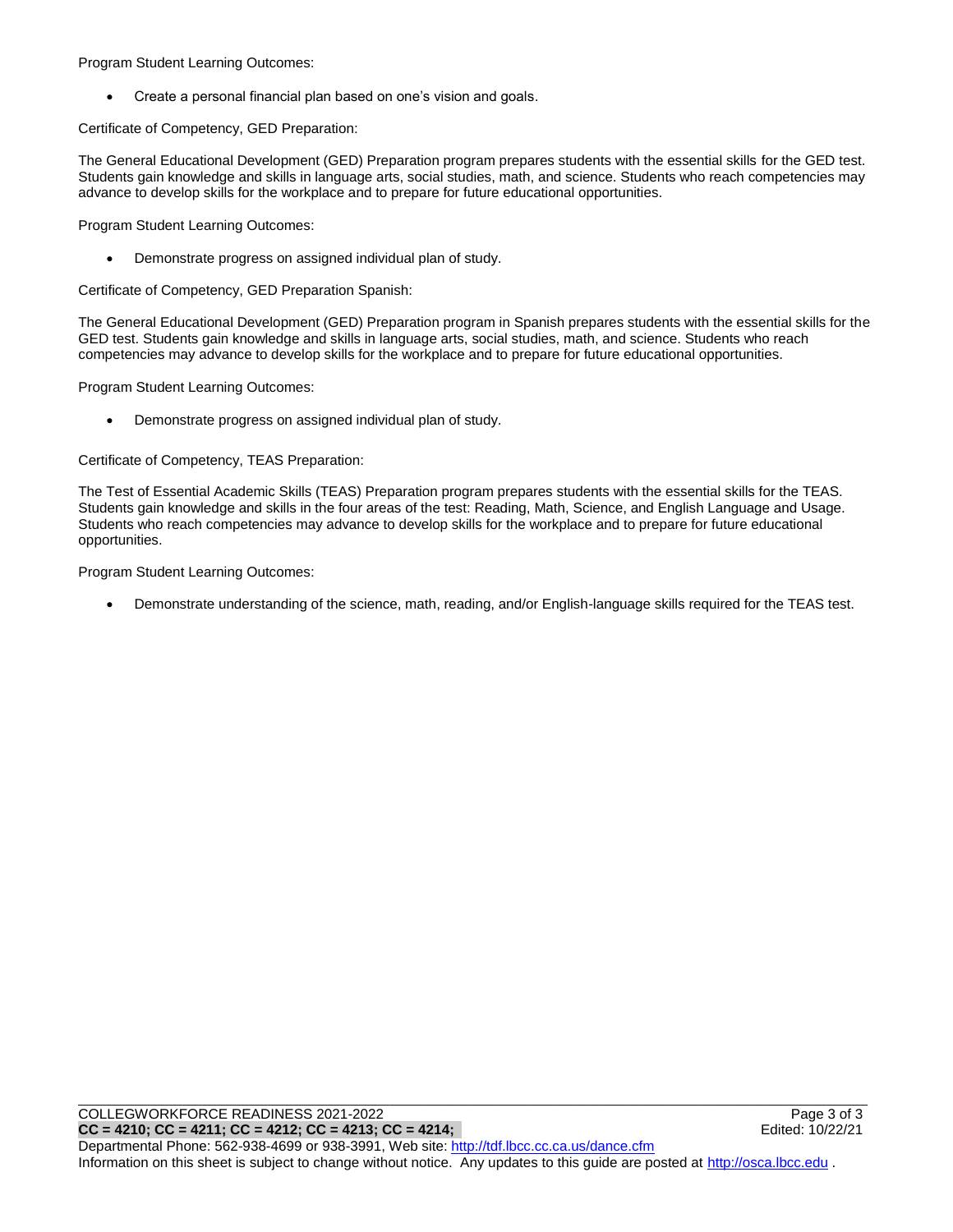Program Student Learning Outcomes:

- Create a personal financial plan based on one's vision and goals.

Certificate of Competency, GED Preparation:

The General Educational Development (GED) Preparation program prepares students with the essential skills for the GED test. Students gain knowledge and skills in language arts, social studies, math, and science. Students who reach competencies may advance to develop skills for the workplace and to prepare for future educational opportunities.

Program Student Learning Outcomes:

- Demonstrate progress on assigned individual plan of study.

Certificate of Competency, GED Preparation Spanish:

The General Educational Development (GED) Preparation program in Spanish prepares students with the essential skills for the GED test. Students gain knowledge and skills in language arts, social studies, math, and science. Students who reach competencies may advance to develop skills for the workplace and to prepare for future educational opportunities.

Program Student Learning Outcomes:

- Demonstrate progress on assigned individual plan of study.

Certificate of Competency, TEAS Preparation:

The Test of Essential Academic Skills (TEAS) Preparation program prepares students with the essential skills for the TEAS. Students gain knowledge and skills in the four areas of the test: Reading, Math, Science, and English Language and Usage. Students who reach competencies may advance to develop skills for the workplace and to prepare for future educational opportunities.

Program Student Learning Outcomes:

- Demonstrate understanding of the science, math, reading, and/or English-language skills required for the TEAS test.